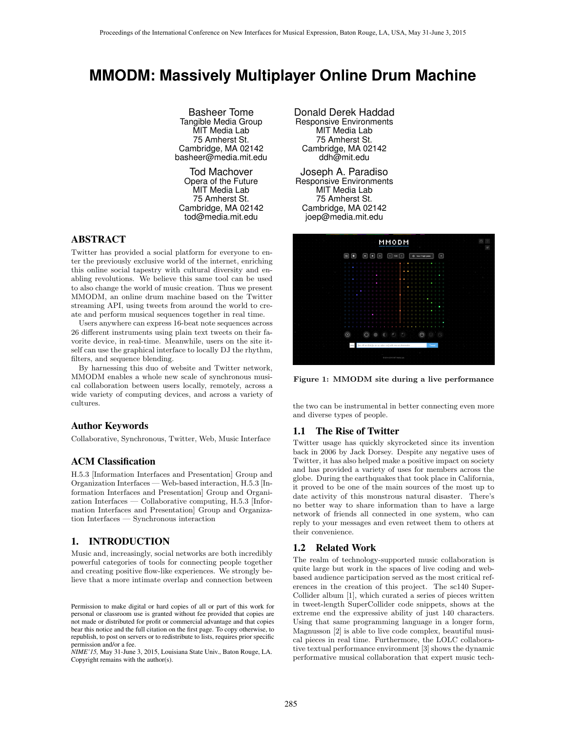# MMODM: Massively Multiplayer Online Drum Machine

Basheer Tome
Tangible Media Group
MIT Media Lab
75 Amherst St.
Cambridge, MA 02142
basheer@media.mit.edu

Donald Derek Haddad
Responsive Environments
MIT Media Lab
75 Amherst St.
Cambridge, MA 02142
ddh@mit.edu

Tod Machover
Opera of the Future
MIT Media Lab
75 Amherst St.
Cambridge, MA 02142
tod@media.mit.edu

Joseph A. Paradiso
Responsive Environments
MIT Media Lab
75 Amherst St.
Cambridge, MA 02142
joep@media.mit.edu

## ABSTRACT

Twitter has provided a social platform for everyone to enter the previously exclusive world of the internet, enriching this online social tapestry with cultural diversity and enabling revolutions. We believe this same tool can be used to also change the world of music creation. Thus we present MMODM, an online drum machine based on the Twitter streaming API, using tweets from around the world to create and perform musical sequences together in real time.

Users anywhere can express 16-beat note sequences across 26 different instruments using plain text tweets on their favorite device, in real-time. Meanwhile, users on the site itself can use the graphical interface to locally DJ the rhythm, filters, and sequence blending.

By harnessing this duo of website and Twitter network, MMODM enables a whole new scale of synchronous musical collaboration between users locally, remotely, across a wide variety of computing devices, and across a variety of cultures.

## Author Keywords

Collaborative, Synchronous, Twitter, Web, Music Interface

## ACM Classification

H.5.3 [Information Interfaces and Presentation] Group and Organization Interfaces — Web-based interaction, H.5.3 [Information Interfaces and Presentation] Group and Organization Interfaces — Collaborative computing, H.5.3 [Information Interfaces and Presentation] Group and Organization Interfaces — Synchronous interaction

## 1. INTRODUCTION

Music and, increasingly, social networks are both incredibly powerful categories of tools for connecting people together and creating positive flow-like experiences. We strongly believe that a more intimate overlap and connection between the two can be instrumental in better connecting even more and diverse types of people.

Permission to make digital or hard copies of all or part of this work for personal or classroom use is granted without fee provided that copies are not made or distributed for profit or commercial advantage and that copies bear this notice and the full citation on the first page. To copy otherwise, to republish, to post on servers or to redistribute to lists, requires prior specific permission and/or a fee.
*NIME'15,* May 31-June 3, 2015, Louisiana State Univ., Baton Rouge, LA.
Copyright remains with the author(s).

Figure 1: MMODM site during a live performance

### 1.1 The Rise of Twitter

Twitter usage has quickly skyrocketed since its invention back in 2006 by Jack Dorsey. Despite any negative uses of Twitter, it has also helped make a positive impact on society and has provided a variety of uses for members across the globe. During the earthquakes that took place in California, it proved to be one of the main sources of the most up to date activity of this monstrous natural disaster. There's no better way to share information than to have a large network of friends all connected in one system, who can reply to your messages and even retweet them to others at their convenience.

### 1.2 Related Work

The realm of technology-supported music collaboration is quite large but work in the spaces of live coding and web-based audience participation served as the most critical references in the creation of this project. The sc140 SuperCollider album [1], which curated a series of pieces written in tweet-length SuperCollider code snippets, shows at the extreme end the expressive ability of just 140 characters. Using that same programming language in a longer form, Magnusson [2] is able to live code complex, beautiful musical pieces in real time. Furthermore, the LOLC collaborative textual performance environment [3] shows the dynamic performative musical collaboration that expert music tech-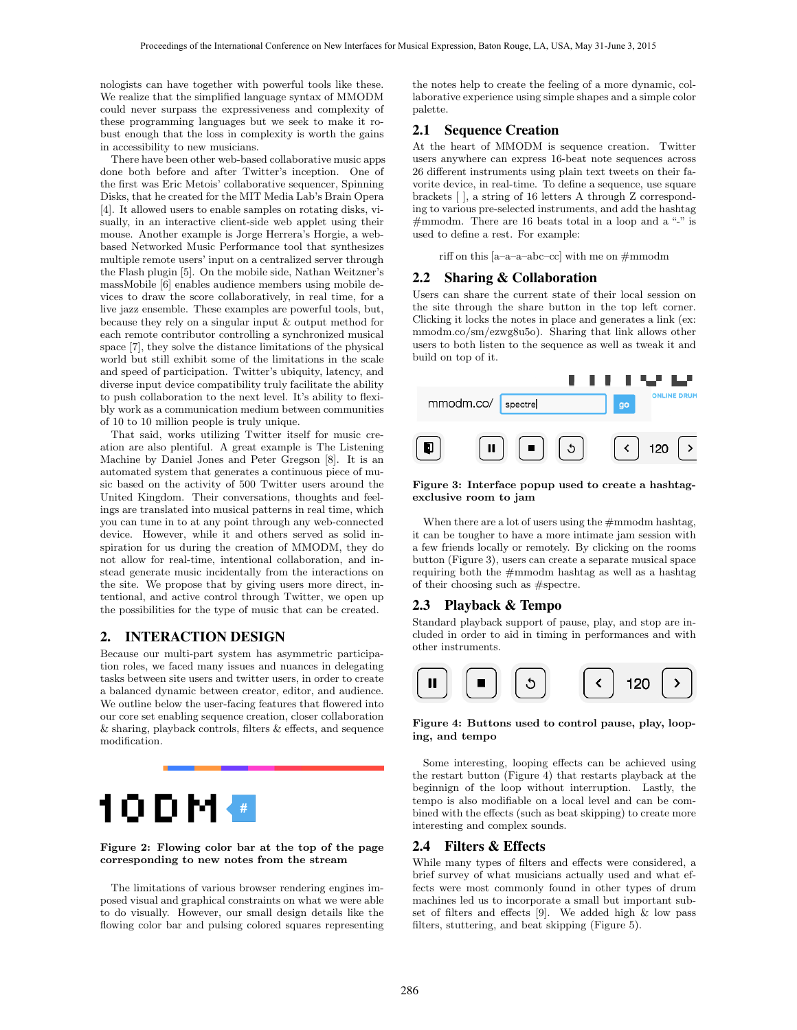nologists can have together with powerful tools like these. We realize that the simplified language syntax of MMODM could never surpass the expressiveness and complexity of these programming languages but we seek to make it robust enough that the loss in complexity is worth the gains in accessibility to new musicians.

There have been other web-based collaborative music apps done both before and after Twitter's inception. One of the first was Eric Metois' collaborative sequencer, Spinning Disks, that he created for the MIT Media Lab's Brain Opera [4]. It allowed users to enable samples on rotating disks, visually, in an interactive client-side web applet using their mouse. Another example is Jorge Herrera's Horgie, a web-based Networked Music Performance tool that synthesizes multiple remote users' input on a centralized server through the Flash plugin [5]. On the mobile side, Nathan Weitzner's massMobile [6] enables audience members using mobile devices to draw the score collaboratively, in real time, for a live jazz ensemble. These examples are powerful tools, but, because they rely on a singular input & output method for each remote contributor controlling a synchronized musical space [7], they solve the distance limitations of the physical world but still exhibit some of the limitations in the scale and speed of participation. Twitter's ubiquity, latency, and diverse input device compatibility truly facilitate the ability to push collaboration to the next level. It's ability to flexibly work as a communication medium between communities of 10 to 10 million people is truly unique.

That said, works utilizing Twitter itself for music creation are also plentiful. A great example is The Listening Machine by Daniel Jones and Peter Gregson [8]. It is an automated system that generates a continuous piece of music based on the activity of 500 Twitter users around the United Kingdom. Their conversations, thoughts and feelings are translated into musical patterns in real time, which you can tune in to at any point through any web-connected device. However, while it and others served as solid inspiration for us during the creation of MMODM, they do not allow for real-time, intentional collaboration, and instead generate music incidentally from the interactions on the site. We propose that by giving users more direct, intentional, and active control through Twitter, we open up the possibilities for the type of music that can be created.

## 2. INTERACTION DESIGN

Because our multi-part system has asymmetric participation roles, we faced many issues and nuances in delegating tasks between site users and twitter users, in order to create a balanced dynamic between creator, editor, and audience. We outline below the user-facing features that flowered into our core set enabling sequence creation, closer collaboration & sharing, playback controls, filters & effects, and sequence modification.

**Figure 2: Flowing color bar at the top of the page corresponding to new notes from the stream**

The limitations of various browser rendering engines imposed visual and graphical constraints on what we were able to do visually. However, our small design details like the flowing color bar and pulsing colored squares representing the notes help to create the feeling of a more dynamic, collaborative experience using simple shapes and a simple color palette.

### 2.1 Sequence Creation

At the heart of MMODM is sequence creation. Twitter users anywhere can express 16-beat note sequences across 26 different instruments using plain text tweets on their favorite device, in real-time. To define a sequence, use square brackets [ ], a string of 16 letters A through Z corresponding to various pre-selected instruments, and add the hashtag #mmodm. There are 16 beats total in a loop and a "-" is used to define a rest. For example:

riff on this [a–a–a–abc–cc] with me on #mmodm

### 2.2 Sharing & Collaboration

Users can share the current state of their local session on the site through the share button in the top left corner. Clicking it locks the notes in place and generates a link (ex: mmodm.co/sm/ezwg8u5o). Sharing that link allows other users to both listen to the sequence as well as tweak it and build on top of it.

**Figure 3: Interface popup used to create a hashtag-exclusive room to jam**

When there are a lot of users using the #mmodm hashtag, it can be tougher to have a more intimate jam session with a few friends locally or remotely. By clicking on the rooms button (Figure 3), users can create a separate musical space requiring both the #mmodm hashtag as well as a hashtag of their choosing such as #spectre.

### 2.3 Playback & Tempo

Standard playback support of pause, play, and stop are included in order to aid in timing in performances and with other instruments.

**Figure 4: Buttons used to control pause, play, looping, and tempo**

Some interesting, looping effects can be achieved using the restart button (Figure 4) that restarts playback at the beginning of the loop without interruption. Lastly, the tempo is also modifiable on a local level and can be combined with the effects (such as beat skipping) to create more interesting and complex sounds.

### 2.4 Filters & Effects

While many types of filters and effects were considered, a brief survey of what musicians actually used and what effects were most commonly found in other types of drum machines led us to incorporate a small but important subset of filters and effects [9]. We added high & low pass filters, stuttering, and beat skipping (Figure 5).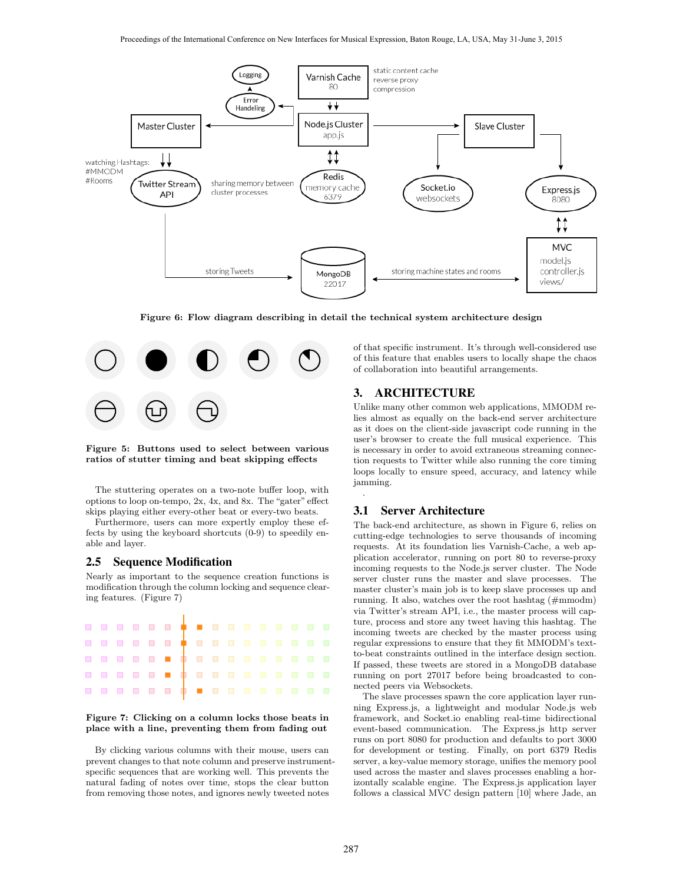Figure 6: Flow diagram describing in detail the technical system architecture design

Figure 5: Buttons used to select between various ratios of stutter timing and beat skipping effects

The stuttering operates on a two-note buffer loop, with options to loop on-tempo, 2x, 4x, and 8x. The "gater" effect skips playing either every-other beat or every-two beats.

Furthermore, users can more expertly employ these effects by using the keyboard shortcuts (0-9) to speedily enable and layer.

### 2.5 Sequence Modification

Nearly as important to the sequence creation functions is modification through the column locking and sequence clearing features. (Figure 7)

Figure 7: Clicking on a column locks those beats in place with a line, preventing them from fading out

By clicking various columns with their mouse, users can prevent changes to that note column and preserve instrument-specific sequences that are working well. This prevents the natural fading of notes over time, stops the clear button from removing those notes, and ignores newly tweeted notes of that specific instrument. It's through well-considered use of this feature that enables users to locally shape the chaos of collaboration into beautiful arrangements.

## 3. ARCHITECTURE

Unlike many other common web applications, MMODM relies almost as equally on the back-end server architecture as it does on the client-side javascript code running in the user's browser to create the full musical experience. This is necessary in order to avoid extraneous streaming connection requests to Twitter while also running the core timing loops locally to ensure speed, accuracy, and latency while jamming.

### 3.1 Server Architecture

The back-end architecture, as shown in Figure 6, relies on cutting-edge technologies to serve thousands of incoming requests. At its foundation lies Varnish-Cache, a web application accelerator, running on port 80 to reverse-proxy incoming requests to the Node.js server cluster. The Node server cluster runs the master and slave processes. The master cluster's main job is to keep slave processes up and running. It also, watches over the root hashtag (#mmodm) via Twitter's stream API, i.e., the master process will capture, process and store any tweet having this hashtag. The incoming tweets are checked by the master process using regular expressions to ensure that they fit MMODM's text-to-beat constraints outlined in the interface design section. If passed, these tweets are stored in a MongoDB database running on port 27017 before being broadcasted to connected peers via Websockets.

The slave processes spawn the core application layer running Express.js, a lightweight and modular Node.js web framework, and Socket.io enabling real-time bidirectional event-based communication. The Express.js http server runs on port 8080 for production and defaults to port 3000 for development or testing. Finally, on port 6379 Redis server, a key-value memory storage, unifies the memory pool used across the master and slaves processes enabling a horizontally scalable engine. The Express.js application layer follows a classical MVC design pattern [10] where Jade, an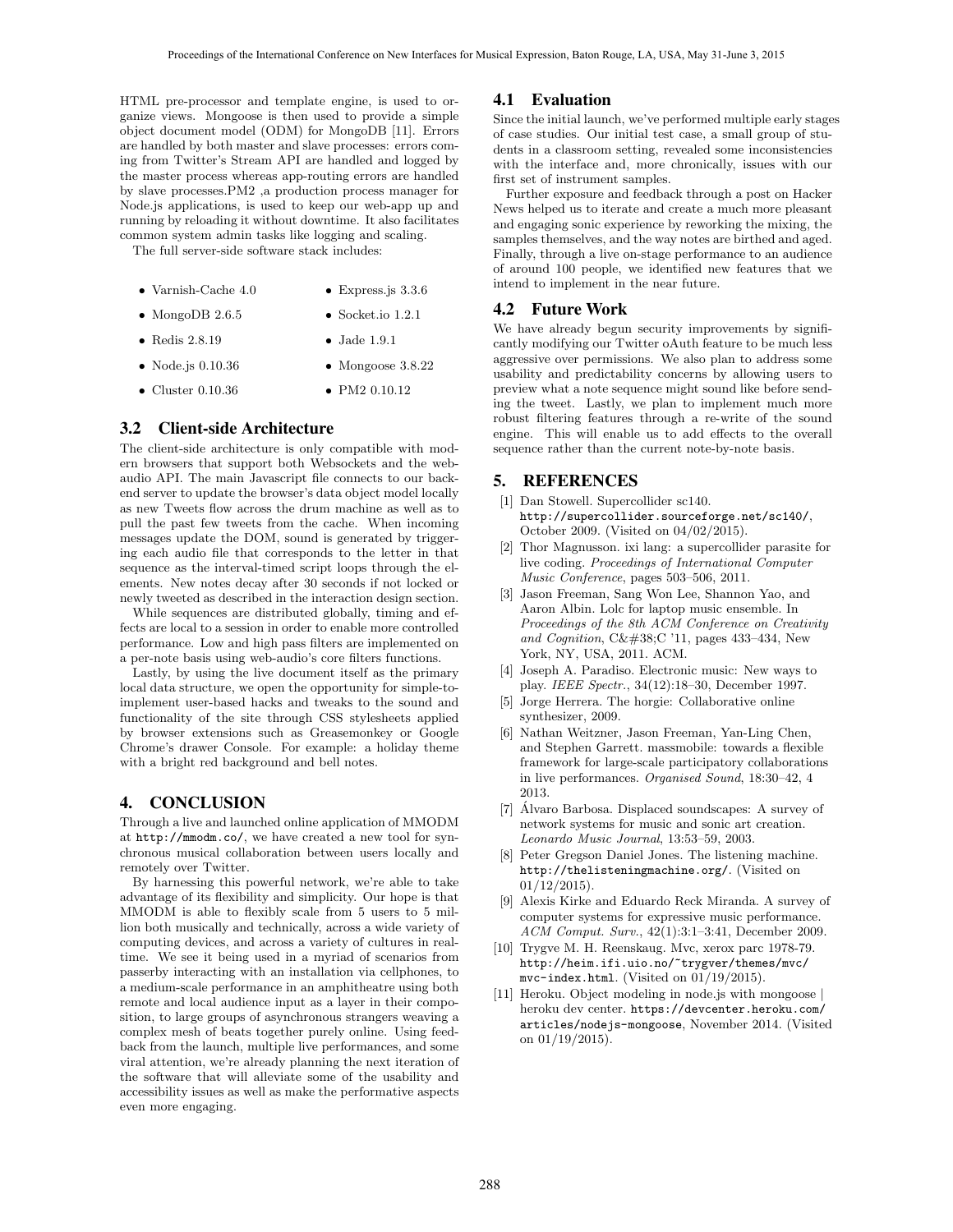HTML pre-processor and template engine, is used to organize views. Mongoose is then used to provide a simple object document model (ODM) for MongoDB [11]. Errors are handled by both master and slave processes: errors coming from Twitter's Stream API are handled and logged by the master process whereas app-routing errors are handled by slave processes.PM2 ,a production process manager for Node.js applications, is used to keep our web-app up and running by reloading it without downtime. It also facilitates common system admin tasks like logging and scaling.

The full server-side software stack includes:

- Varnish-Cache 4.0
- MongoDB 2.6.5
- Redis 2.8.19
- Node.js 0.10.36
- Cluster 0.10.36
- Express.js 3.3.6
- Socket.io 1.2.1
- Jade 1.9.1
- Mongoose 3.8.22
- PM2 0.10.12

### 3.2 Client-side Architecture

The client-side architecture is only compatible with modern browsers that support both Websockets and the web-audio API. The main Javascript file connects to our backend server to update the browser's data object model locally as new Tweets flow across the drum machine as well as to pull the past few tweets from the cache. When incoming messages update the DOM, sound is generated by triggering each audio file that corresponds to the letter in that sequence as the interval-timed script loops through the elements. New notes decay after 30 seconds if not locked or newly tweeted as described in the interaction design section.

While sequences are distributed globally, timing and effects are local to a session in order to enable more controlled performance. Low and high pass filters are implemented on a per-note basis using web-audio's core filters functions.

Lastly, by using the live document itself as the primary local data structure, we open the opportunity for simple-to-implement user-based hacks and tweaks to the sound and functionality of the site through CSS stylesheets applied by browser extensions such as Greasemonkey or Google Chrome's drawer Console. For example: a holiday theme with a bright red background and bell notes.

## 4. CONCLUSION

Through a live and launched online application of MMODM at http://mmodm.co/, we have created a new tool for synchronous musical collaboration between users locally and remotely over Twitter.

By harnessing this powerful network, we're able to take advantage of its flexibility and simplicity. Our hope is that MMODM is able to flexibly scale from 5 users to 5 million both musically and technically, across a wide variety of computing devices, and across a variety of cultures in real-time. We see it being used in a myriad of scenarios from passerby interacting with an installation via cellphones, to a medium-scale performance in an amphitheatre using both remote and local audience input as a layer in their composition, to large groups of asynchronous strangers weaving a complex mesh of beats together purely online. Using feedback from the launch, multiple live performances, and some viral attention, we're already planning the next iteration of the software that will alleviate some of the usability and accessibility issues as well as make the performative aspects even more engaging.

### 4.1 Evaluation

Since the initial launch, we've performed multiple early stages of case studies. Our initial test case, a small group of students in a classroom setting, revealed some inconsistencies with the interface and, more chronically, issues with our first set of instrument samples.

Further exposure and feedback through a post on Hacker News helped us to iterate and create a much more pleasant and engaging sonic experience by reworking the mixing, the samples themselves, and the way notes are birthed and aged. Finally, through a live on-stage performance to an audience of around 100 people, we identified new features that we intend to implement in the near future.

### 4.2 Future Work

We have already begun security improvements by significantly modifying our Twitter oAuth feature to be much less aggressive over permissions. We also plan to address some usability and predictability concerns by allowing users to preview what a note sequence might sound like before sending the tweet. Lastly, we plan to implement much more robust filtering features through a re-write of the sound engine. This will enable us to add effects to the overall sequence rather than the current note-by-note basis.

## 5. REFERENCES

[1] Dan Stowell. Supercollider sc140. http://supercollider.sourceforge.net/sc140/, October 2009. (Visited on 04/02/2015).

[2] Thor Magnusson. ixi lang: a supercollider parasite for live coding. *Proceedings of International Computer Music Conference*, pages 503–506, 2011.

[3] Jason Freeman, Sang Won Lee, Shannon Yao, and Aaron Albin. Lolc for laptop music ensemble. In *Proceedings of the 8th ACM Conference on Creativity and Cognition*, C&#38;C '11, pages 433–434, New York, NY, USA, 2011. ACM.

[4] Joseph A. Paradiso. Electronic music: New ways to play. *IEEE Spectr.*, 34(12):18–30, December 1997.

[5] Jorge Herrera. The horgie: Collaborative online synthesizer, 2009.

[6] Nathan Weitzner, Jason Freeman, Yan-Ling Chen, and Stephen Garrett. massmobile: towards a flexible framework for large-scale participatory collaborations in live performances. *Organised Sound*, 18:30–42, 4 2013.

[7] Álvaro Barbosa. Displaced soundscapes: A survey of network systems for music and sonic art creation. *Leonardo Music Journal*, 13:53–59, 2003.

[8] Peter Gregson Daniel Jones. The listening machine. http://thelisteningmachine.org/. (Visited on 01/12/2015).

[9] Alexis Kirke and Eduardo Reck Miranda. A survey of computer systems for expressive music performance. *ACM Comput. Surv.*, 42(1):3:1–3:41, December 2009.

[10] Trygve M. H. Reenskaug. Mvc, xerox parc 1978-79. http://heim.ifi.uio.no/~trygver/themes/mvc/mvc-index.html. (Visited on 01/19/2015).

[11] Heroku. Object modeling in node.js with mongoose | heroku dev center. https://devcenter.heroku.com/articles/nodejs-mongoose, November 2014. (Visited on 01/19/2015).